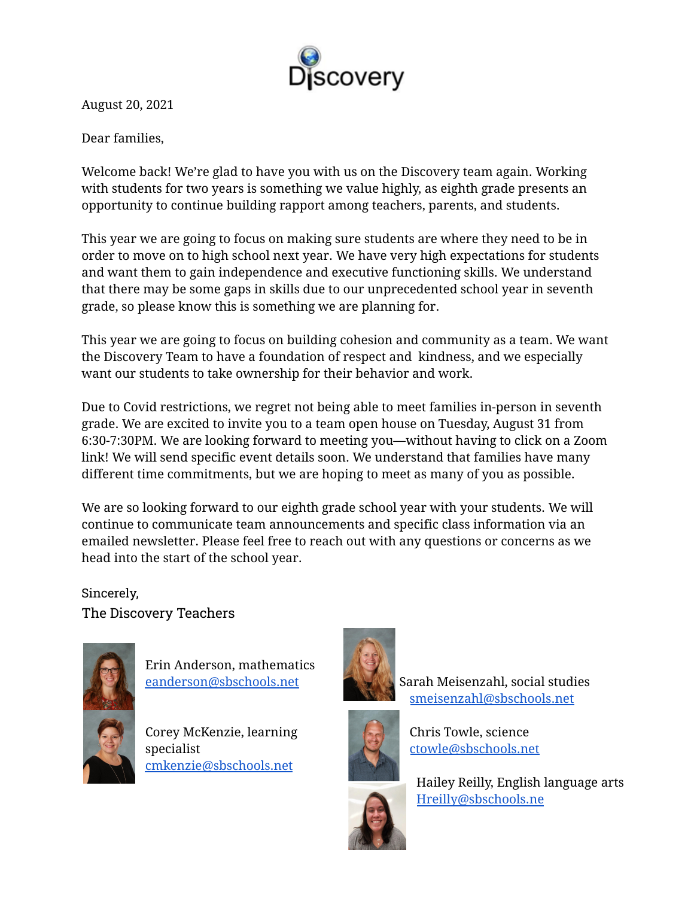Discovery

August 20, 2021

Dear families,

Welcome back! We're glad to have you with us on the Discovery team again. Working with students for two years is something we value highly, as eighth grade presents an opportunity to continue building rapport among teachers, parents, and students.

This year we are going to focus on making sure students are where they need to be in order to move on to high school next year. We have very high expectations for students and want them to gain independence and executive functioning skills. We understand that there may be some gaps in skills due to our unprecedented school year in seventh grade, so please know this is something we are planning for.

This year we are going to focus on building cohesion and community as a team. We want the Discovery Team to have a foundation of respect and kindness, and we especially want our students to take ownership for their behavior and work.

Due to Covid restrictions, we regret not being able to meet families in-person in seventh grade. We are excited to invite you to a team open house on Tuesday, August 31 from 6:30-7:30PM. We are looking forward to meeting you—without having to click on a Zoom link! We will send specific event details soon. We understand that families have many different time commitments, but we are hoping to meet as many of you as possible.

We are so looking forward to our eighth grade school year with your students. We will continue to communicate team announcements and specific class information via an emailed newsletter. Please feel free to reach out with any questions or concerns as we head into the start of the school year.

Sincerely,

The Discovery Teachers

Erin Anderson, mathematics
eanderson@sbschools.net

Corey McKenzie, learning specialist
cmkenzie@sbschools.net

Sarah Meisenzahl, social studies
smeisenzahl@sbschools.net

Chris Towle, science
ctowle@sbschools.net

Hailey Reilly, English language arts
Hreilly@sbschools.ne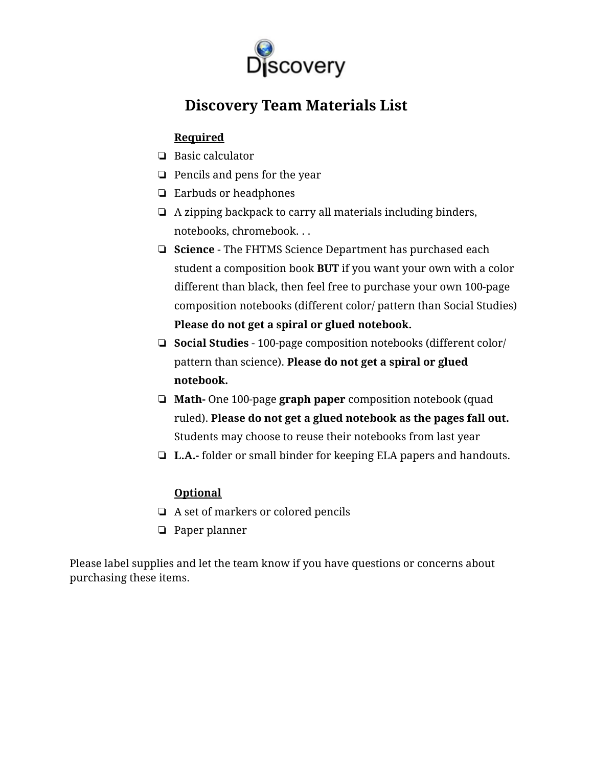# Discovery Team Materials List

**Required**

- Basic calculator
- Pencils and pens for the year
- Earbuds or headphones
- A zipping backpack to carry all materials including binders, notebooks, chromebook. . .
- **Science** - The FHTMS Science Department has purchased each student a composition book **BUT** if you want your own with a color different than black, then feel free to purchase your own 100-page composition notebooks (different color/ pattern than Social Studies) **Please do not get a spiral or glued notebook.**
- **Social Studies** - 100-page composition notebooks (different color/ pattern than science). **Please do not get a spiral or glued notebook.**
- **Math-** One 100-page **graph paper** composition notebook (quad ruled). **Please do not get a glued notebook as the pages fall out.** Students may choose to reuse their notebooks from last year
- **L.A.-** folder or small binder for keeping ELA papers and handouts.

**Optional**

- A set of markers or colored pencils
- Paper planner

Please label supplies and let the team know if you have questions or concerns about purchasing these items.